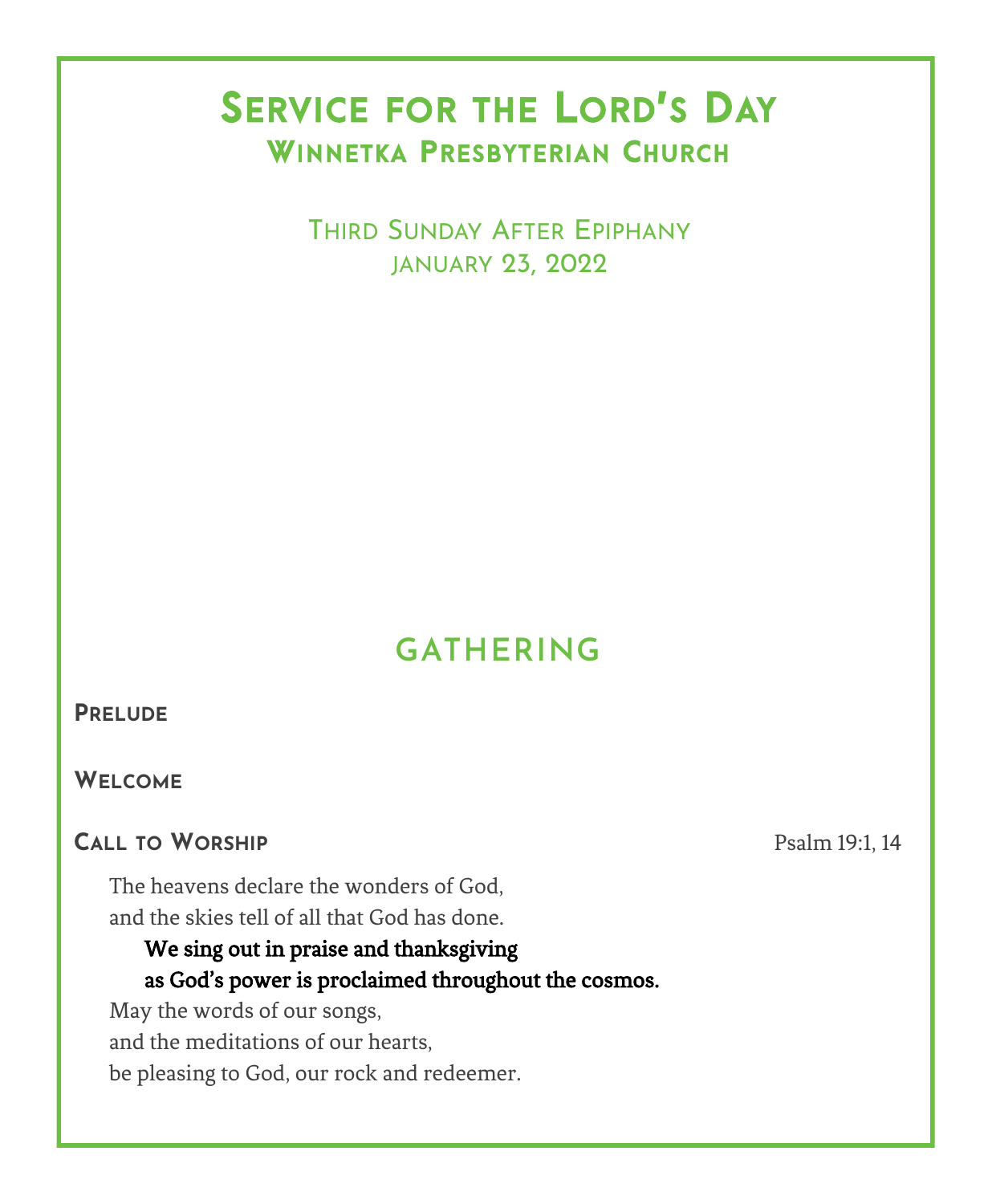# Service for the Lord's Day
## Winnetka Presbyterian Church

Third Sunday After Epiphany
January 23, 2022

## GATHERING

**Prelude**

**Welcome**

**Call to Worship** Psalm 19:1, 14

The heavens declare the wonders of God,
and the skies tell of all that God has done.

**We sing out in praise and thanksgiving**
**as God's power is proclaimed throughout the cosmos.**

May the words of our songs,
and the meditations of our hearts,
be pleasing to God, our rock and redeemer.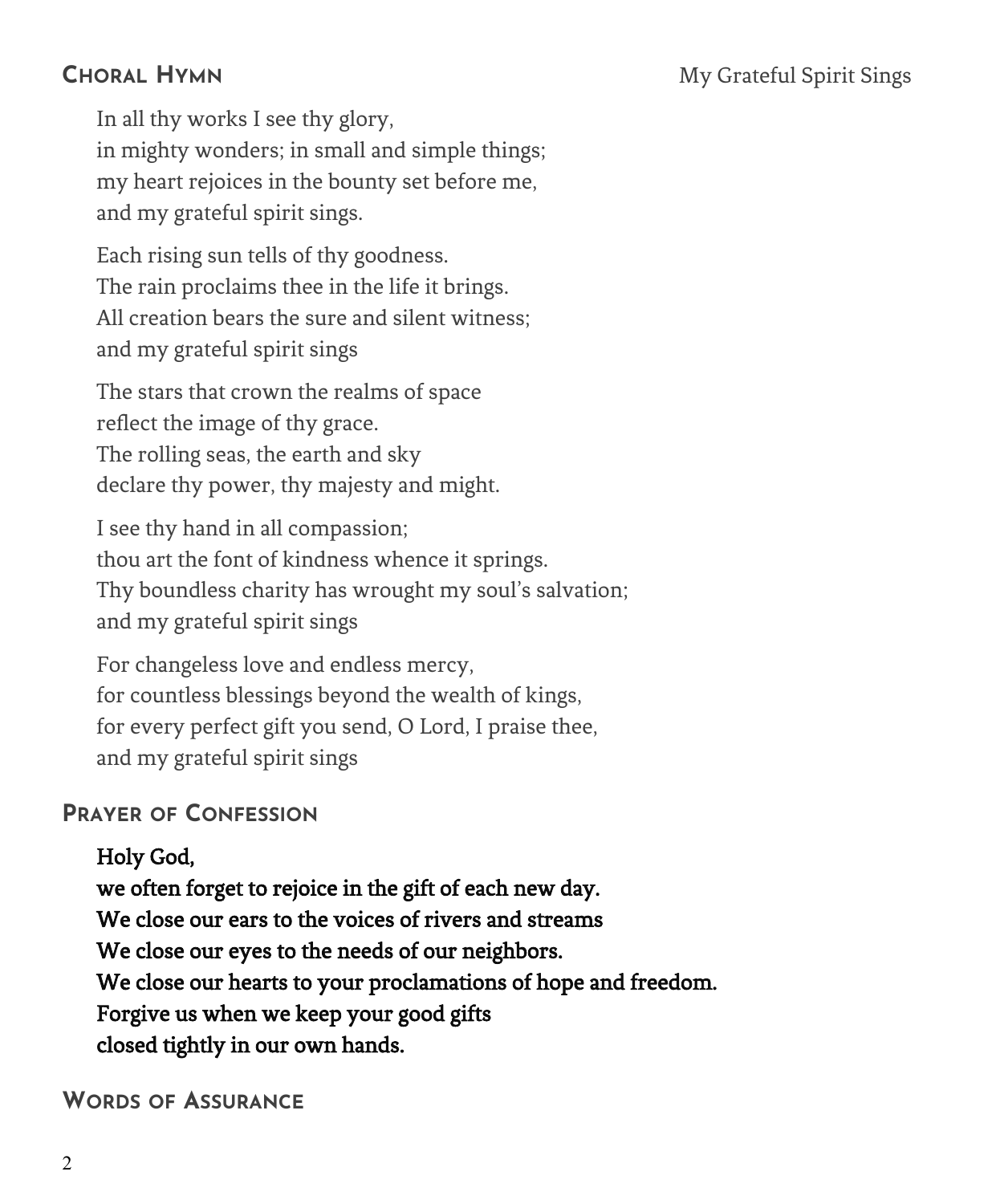## Choral Hymn

My Grateful Spirit Sings

In all thy works I see thy glory,  
in mighty wonders; in small and simple things;  
my heart rejoices in the bounty set before me,  
and my grateful spirit sings.

Each rising sun tells of thy goodness.  
The rain proclaims thee in the life it brings.  
All creation bears the sure and silent witness;  
and my grateful spirit sings

The stars that crown the realms of space  
reflect the image of thy grace.  
The rolling seas, the earth and sky  
declare thy power, thy majesty and might.

I see thy hand in all compassion;  
thou art the font of kindness whence it springs.  
Thy boundless charity has wrought my soul's salvation;  
and my grateful spirit sings

For changeless love and endless mercy,  
for countless blessings beyond the wealth of kings,  
for every perfect gift you send, O Lord, I praise thee,  
and my grateful spirit sings

## Prayer of Confession

**Holy God,**  
**we often forget to rejoice in the gift of each new day.**  
**We close our ears to the voices of rivers and streams**  
**We close our eyes to the needs of our neighbors.**  
**We close our hearts to your proclamations of hope and freedom.**  
**Forgive us when we keep your good gifts**  
**closed tightly in our own hands.**

## Words of Assurance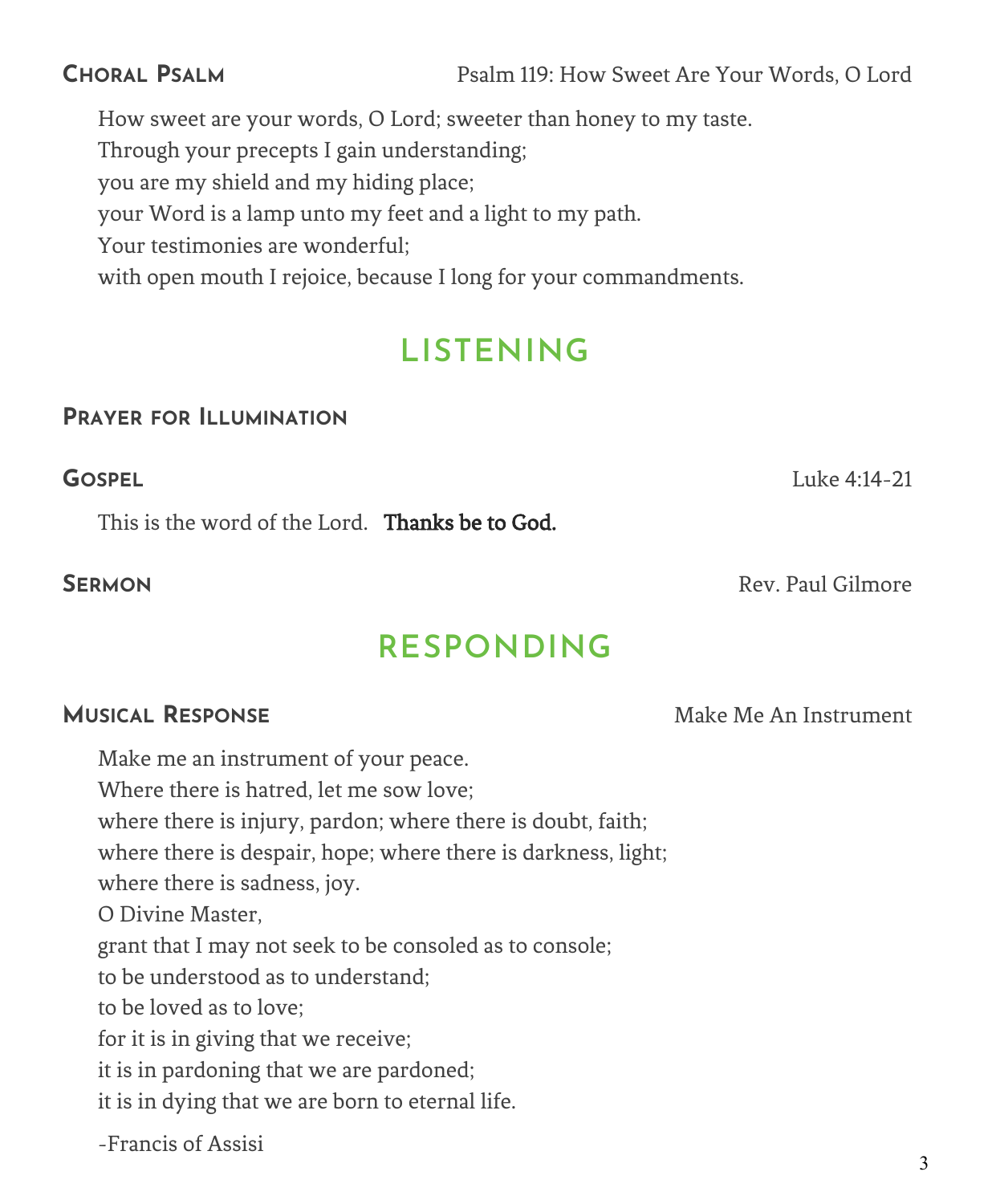### Choral Psalm — Psalm 119: How Sweet Are Your Words, O Lord

How sweet are your words, O Lord; sweeter than honey to my taste.
Through your precepts I gain understanding;
you are my shield and my hiding place;
your Word is a lamp unto my feet and a light to my path.
Your testimonies are wonderful;
with open mouth I rejoice, because I long for your commandments.

## LISTENING

### Prayer for Illumination

### Gospel — Luke 4:14-21

This is the word of the Lord. **Thanks be to God.**

### Sermon — Rev. Paul Gilmore

## RESPONDING

### Musical Response — Make Me An Instrument

Make me an instrument of your peace.
Where there is hatred, let me sow love;
where there is injury, pardon; where there is doubt, faith;
where there is despair, hope; where there is darkness, light;
where there is sadness, joy.
O Divine Master,
grant that I may not seek to be consoled as to console;
to be understood as to understand;
to be loved as to love;
for it is in giving that we receive;
it is in pardoning that we are pardoned;
it is in dying that we are born to eternal life.

-Francis of Assisi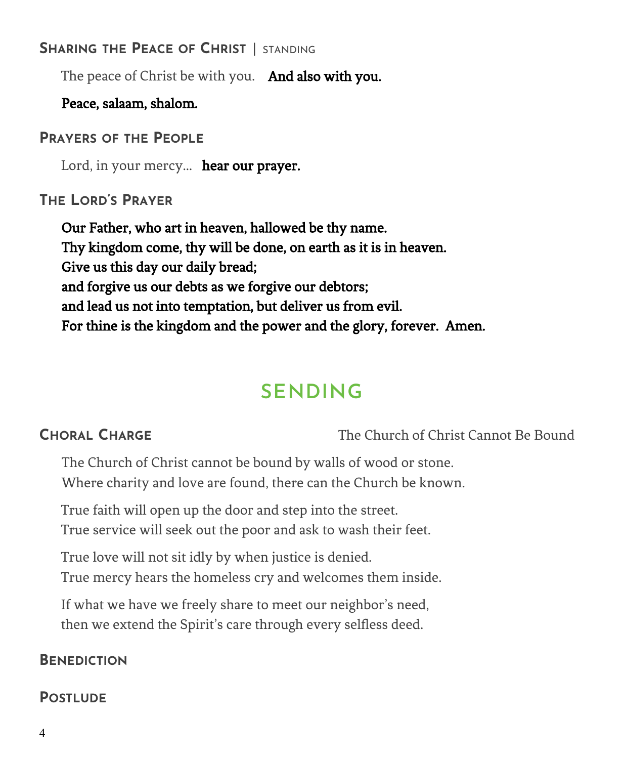### Sharing the Peace of Christ | standing

The peace of Christ be with you. **And also with you.**

**Peace, salaam, shalom.**

### Prayers of the People

Lord, in your mercy… **hear our prayer.**

### The Lord's Prayer

**Our Father, who art in heaven, hallowed be thy name.**
**Thy kingdom come, thy will be done, on earth as it is in heaven.**
**Give us this day our daily bread;**
**and forgive us our debts as we forgive our debtors;**
**and lead us not into temptation, but deliver us from evil.**
**For thine is the kingdom and the power and the glory, forever. Amen.**

## SENDING

### Choral Charge — The Church of Christ Cannot Be Bound

The Church of Christ cannot be bound by walls of wood or stone.
Where charity and love are found, there can the Church be known.

True faith will open up the door and step into the street.
True service will seek out the poor and ask to wash their feet.

True love will not sit idly by when justice is denied.
True mercy hears the homeless cry and welcomes them inside.

If what we have we freely share to meet our neighbor's need,
then we extend the Spirit's care through every selfless deed.

### Benediction

### Postlude